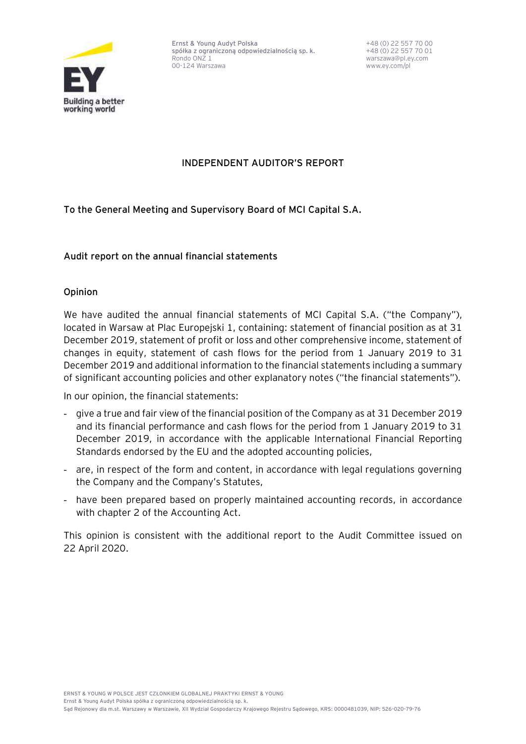Ernst & Young Audyt Polska
spółka z ograniczoną odpowiedzialnością sp. k.
Rondo ONZ 1
00-124 Warszawa

+48 (0) 22 557 70 00
+48 (0) 22 557 70 01
warszawa@pl.ey.com
www.ey.com/pl

# INDEPENDENT AUDITOR'S REPORT

**To the General Meeting and Supervisory Board of MCI Capital S.A.**

## Audit report on the annual financial statements

### Opinion

We have audited the annual financial statements of MCI Capital S.A. ("the Company"), located in Warsaw at Plac Europejski 1, containing: statement of financial position as at 31 December 2019, statement of profit or loss and other comprehensive income, statement of changes in equity, statement of cash flows for the period from 1 January 2019 to 31 December 2019 and additional information to the financial statements including a summary of significant accounting policies and other explanatory notes ("the financial statements").

In our opinion, the financial statements:

- give a true and fair view of the financial position of the Company as at 31 December 2019 and its financial performance and cash flows for the period from 1 January 2019 to 31 December 2019, in accordance with the applicable International Financial Reporting Standards endorsed by the EU and the adopted accounting policies,
- are, in respect of the form and content, in accordance with legal regulations governing the Company and the Company's Statutes,
- have been prepared based on properly maintained accounting records, in accordance with chapter 2 of the Accounting Act.

This opinion is consistent with the additional report to the Audit Committee issued on 22 April 2020.

ERNST & YOUNG W POLSCE JEST CZŁONKIEM GLOBALNEJ PRAKTYKI ERNST & YOUNG
Ernst & Young Audyt Polska spółka z ograniczoną odpowiedzialnością sp. k.
Sąd Rejonowy dla m.st. Warszawy w Warszawie, XII Wydział Gospodarczy Krajowego Rejestru Sądowego, KRS: 0000481039, NIP: 526-020-79-76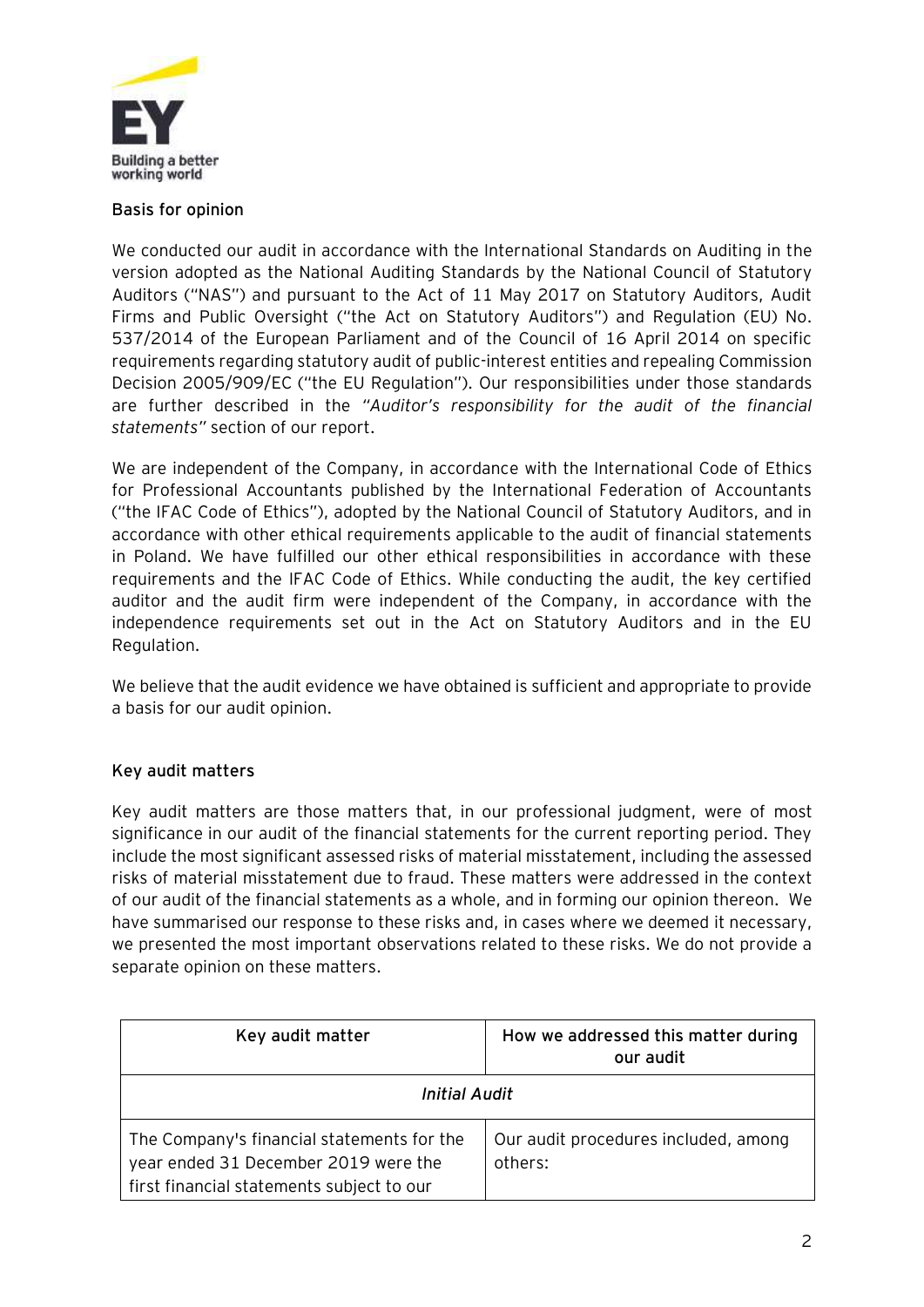## Basis for opinion

We conducted our audit in accordance with the International Standards on Auditing in the version adopted as the National Auditing Standards by the National Council of Statutory Auditors ("NAS") and pursuant to the Act of 11 May 2017 on Statutory Auditors, Audit Firms and Public Oversight ("the Act on Statutory Auditors") and Regulation (EU) No. 537/2014 of the European Parliament and of the Council of 16 April 2014 on specific requirements regarding statutory audit of public-interest entities and repealing Commission Decision 2005/909/EC ("the EU Regulation"). Our responsibilities under those standards are further described in the *"Auditor's responsibility for the audit of the financial statements"* section of our report.

We are independent of the Company, in accordance with the International Code of Ethics for Professional Accountants published by the International Federation of Accountants ("the IFAC Code of Ethics"), adopted by the National Council of Statutory Auditors, and in accordance with other ethical requirements applicable to the audit of financial statements in Poland. We have fulfilled our other ethical responsibilities in accordance with these requirements and the IFAC Code of Ethics. While conducting the audit, the key certified auditor and the audit firm were independent of the Company, in accordance with the independence requirements set out in the Act on Statutory Auditors and in the EU Regulation.

We believe that the audit evidence we have obtained is sufficient and appropriate to provide a basis for our audit opinion.

## Key audit matters

Key audit matters are those matters that, in our professional judgment, were of most significance in our audit of the financial statements for the current reporting period. They include the most significant assessed risks of material misstatement, including the assessed risks of material misstatement due to fraud. These matters were addressed in the context of our audit of the financial statements as a whole, and in forming our opinion thereon. We have summarised our response to these risks and, in cases where we deemed it necessary, we presented the most important observations related to these risks. We do not provide a separate opinion on these matters.

| Key audit matter | How we addressed this matter during our audit |
|---|---|
| *Initial Audit* | |
| The Company's financial statements for the year ended 31 December 2019 were the first financial statements subject to our | Our audit procedures included, among others: |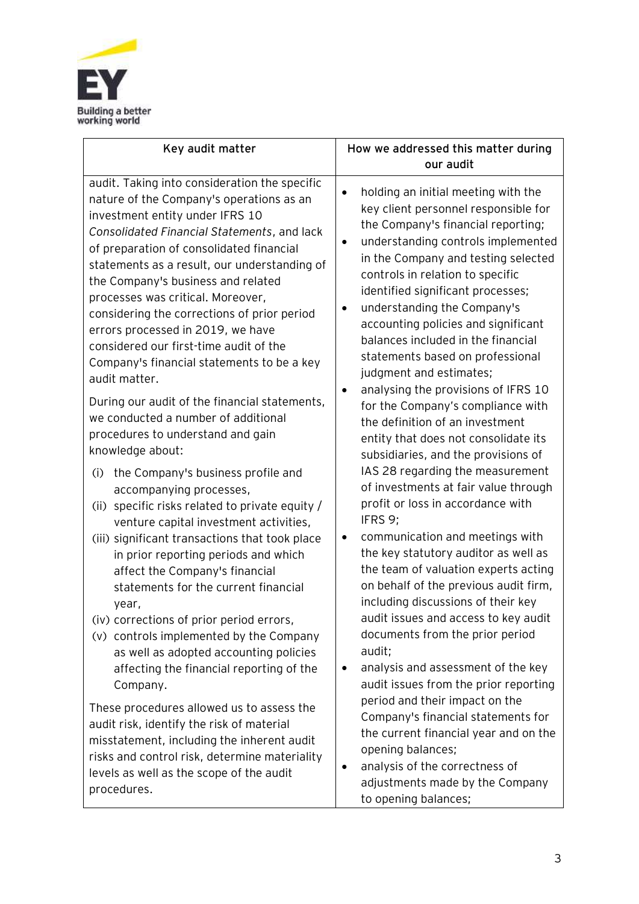| Key audit matter | How we addressed this matter during our audit |
| --- | --- |
| audit. Taking into consideration the specific nature of the Company's operations as an investment entity under IFRS 10 *Consolidated Financial Statements*, and lack of preparation of consolidated financial statements as a result, our understanding of the Company's business and related processes was critical. Moreover, considering the corrections of prior period errors processed in 2019, we have considered our first-time audit of the Company's financial statements to be a key audit matter.<br><br>During our audit of the financial statements, we conducted a number of additional procedures to understand and gain knowledge about:<br><br>(i) the Company's business profile and accompanying processes,<br>(ii) specific risks related to private equity / venture capital investment activities,<br>(iii) significant transactions that took place in prior reporting periods and which affect the Company's financial statements for the current financial year,<br>(iv) corrections of prior period errors,<br>(v) controls implemented by the Company as well as adopted accounting policies affecting the financial reporting of the Company.<br><br>These procedures allowed us to assess the audit risk, identify the risk of material misstatement, including the inherent audit risks and control risk, determine materiality levels as well as the scope of the audit procedures. | • holding an initial meeting with the key client personnel responsible for the Company's financial reporting;<br>• understanding controls implemented in the Company and testing selected controls in relation to specific identified significant processes;<br>• understanding the Company's accounting policies and significant balances included in the financial statements based on professional judgment and estimates;<br>• analysing the provisions of IFRS 10 for the Company's compliance with the definition of an investment entity that does not consolidate its subsidiaries, and the provisions of IAS 28 regarding the measurement of investments at fair value through profit or loss in accordance with IFRS 9;<br>• communication and meetings with the key statutory auditor as well as the team of valuation experts acting on behalf of the previous audit firm, including discussions of their key audit issues and access to key audit documents from the prior period audit;<br>• analysis and assessment of the key audit issues from the prior reporting period and their impact on the Company's financial statements for the current financial year and on the opening balances;<br>• analysis of the correctness of adjustments made by the Company to opening balances; |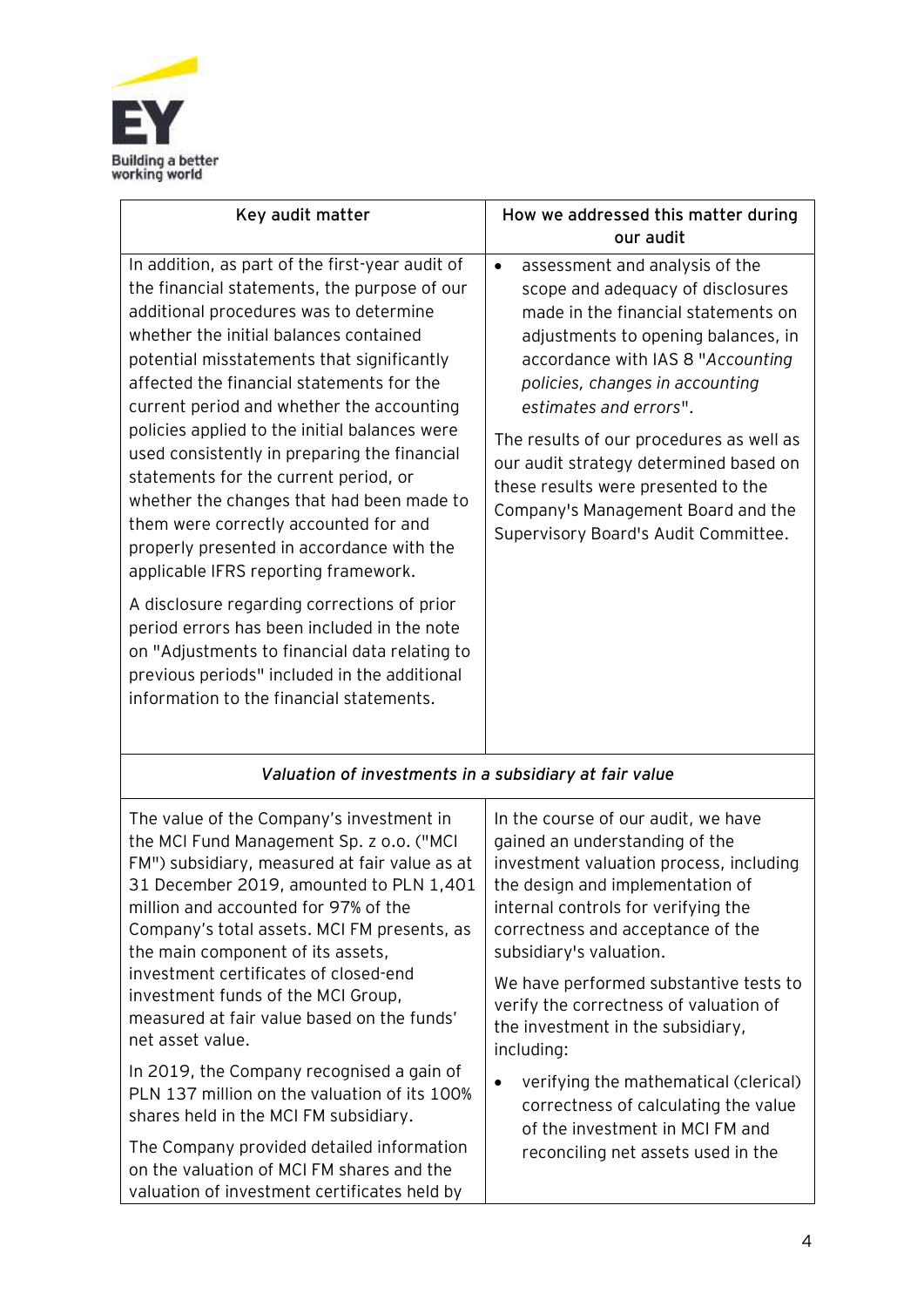| Key audit matter | How we addressed this matter during our audit |
|---|---|
| In addition, as part of the first-year audit of the financial statements, the purpose of our additional procedures was to determine whether the initial balances contained potential misstatements that significantly affected the financial statements for the current period and whether the accounting policies applied to the initial balances were used consistently in preparing the financial statements for the current period, or whether the changes that had been made to them were correctly accounted for and properly presented in accordance with the applicable IFRS reporting framework.<br><br>A disclosure regarding corrections of prior period errors has been included in the note on "Adjustments to financial data relating to previous periods" included in the additional information to the financial statements. | • assessment and analysis of the scope and adequacy of disclosures made in the financial statements on adjustments to opening balances, in accordance with IAS 8 "*Accounting policies, changes in accounting estimates and errors*".<br><br>The results of our procedures as well as our audit strategy determined based on these results were presented to the Company's Management Board and the Supervisory Board's Audit Committee. |
| ***Valuation of investments in a subsidiary at fair value*** | |
| The value of the Company's investment in the MCI Fund Management Sp. z o.o. ("MCI FM") subsidiary, measured at fair value as at 31 December 2019, amounted to PLN 1,401 million and accounted for 97% of the Company's total assets. MCI FM presents, as the main component of its assets, investment certificates of closed-end investment funds of the MCI Group, measured at fair value based on the funds' net asset value.<br><br>In 2019, the Company recognised a gain of PLN 137 million on the valuation of its 100% shares held in the MCI FM subsidiary.<br><br>The Company provided detailed information on the valuation of MCI FM shares and the valuation of investment certificates held by | In the course of our audit, we have gained an understanding of the investment valuation process, including the design and implementation of internal controls for verifying the correctness and acceptance of the subsidiary's valuation.<br><br>We have performed substantive tests to verify the correctness of valuation of the investment in the subsidiary, including:<br><br>• verifying the mathematical (clerical) correctness of calculating the value of the investment in MCI FM and reconciling net assets used in the |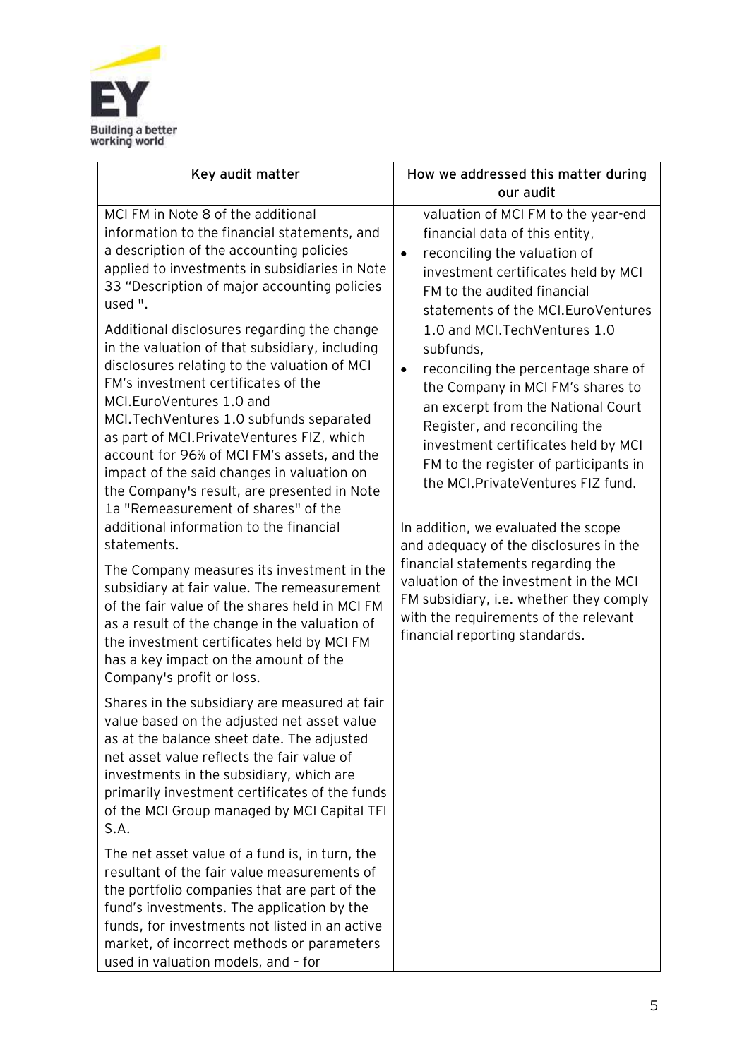| Key audit matter | How we addressed this matter during our audit |
|---|---|
| MCI FM in Note 8 of the additional information to the financial statements, and a description of the accounting policies applied to investments in subsidiaries in Note 33 "Description of major accounting policies used ".<br><br>Additional disclosures regarding the change in the valuation of that subsidiary, including disclosures relating to the valuation of MCI FM's investment certificates of the MCI.EuroVentures 1.0 and MCI.TechVentures 1.0 subfunds separated as part of MCI.PrivateVentures FIZ, which account for 96% of MCI FM's assets, and the impact of the said changes in valuation on the Company's result, are presented in Note 1a "Remeasurement of shares" of the additional information to the financial statements.<br><br>The Company measures its investment in the subsidiary at fair value. The remeasurement of the fair value of the shares held in MCI FM as a result of the change in the valuation of the investment certificates held by MCI FM has a key impact on the amount of the Company's profit or loss.<br><br>Shares in the subsidiary are measured at fair value based on the adjusted net asset value as at the balance sheet date. The adjusted net asset value reflects the fair value of investments in the subsidiary, which are primarily investment certificates of the funds of the MCI Group managed by MCI Capital TFI S.A.<br><br>The net asset value of a fund is, in turn, the resultant of the fair value measurements of the portfolio companies that are part of the fund's investments. The application by the funds, for investments not listed in an active market, of incorrect methods or parameters used in valuation models, and – for | valuation of MCI FM to the year-end financial data of this entity,<br>• reconciling the valuation of investment certificates held by MCI FM to the audited financial statements of the MCI.EuroVentures 1.0 and MCI.TechVentures 1.0 subfunds,<br>• reconciling the percentage share of the Company in MCI FM's shares to an excerpt from the National Court Register, and reconciling the investment certificates held by MCI FM to the register of participants in the MCI.PrivateVentures FIZ fund.<br><br>In addition, we evaluated the scope and adequacy of the disclosures in the financial statements regarding the valuation of the investment in the MCI FM subsidiary, i.e. whether they comply with the requirements of the relevant financial reporting standards. |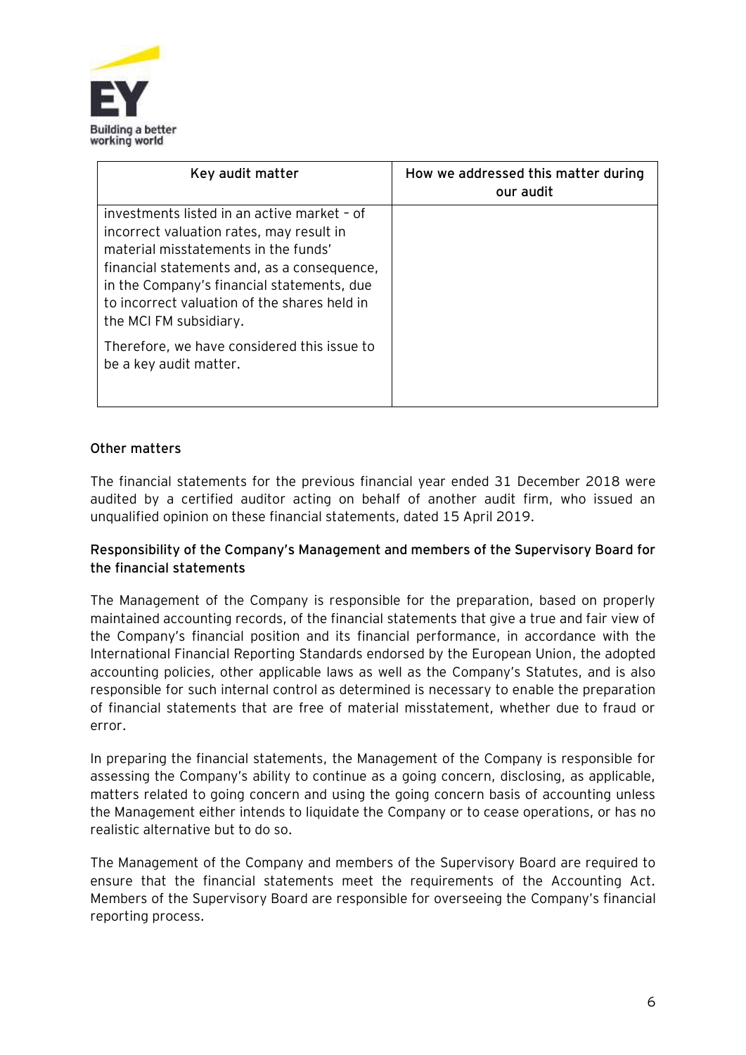| Key audit matter | How we addressed this matter during our audit |
| --- | --- |
| investments listed in an active market – of incorrect valuation rates, may result in material misstatements in the funds' financial statements and, as a consequence, in the Company's financial statements, due to incorrect valuation of the shares held in the MCI FM subsidiary.<br><br>Therefore, we have considered this issue to be a key audit matter. | |

**Other matters**

The financial statements for the previous financial year ended 31 December 2018 were audited by a certified auditor acting on behalf of another audit firm, who issued an unqualified opinion on these financial statements, dated 15 April 2019.

**Responsibility of the Company's Management and members of the Supervisory Board for the financial statements**

The Management of the Company is responsible for the preparation, based on properly maintained accounting records, of the financial statements that give a true and fair view of the Company's financial position and its financial performance, in accordance with the International Financial Reporting Standards endorsed by the European Union, the adopted accounting policies, other applicable laws as well as the Company's Statutes, and is also responsible for such internal control as determined is necessary to enable the preparation of financial statements that are free of material misstatement, whether due to fraud or error.

In preparing the financial statements, the Management of the Company is responsible for assessing the Company's ability to continue as a going concern, disclosing, as applicable, matters related to going concern and using the going concern basis of accounting unless the Management either intends to liquidate the Company or to cease operations, or has no realistic alternative but to do so.

The Management of the Company and members of the Supervisory Board are required to ensure that the financial statements meet the requirements of the Accounting Act. Members of the Supervisory Board are responsible for overseeing the Company's financial reporting process.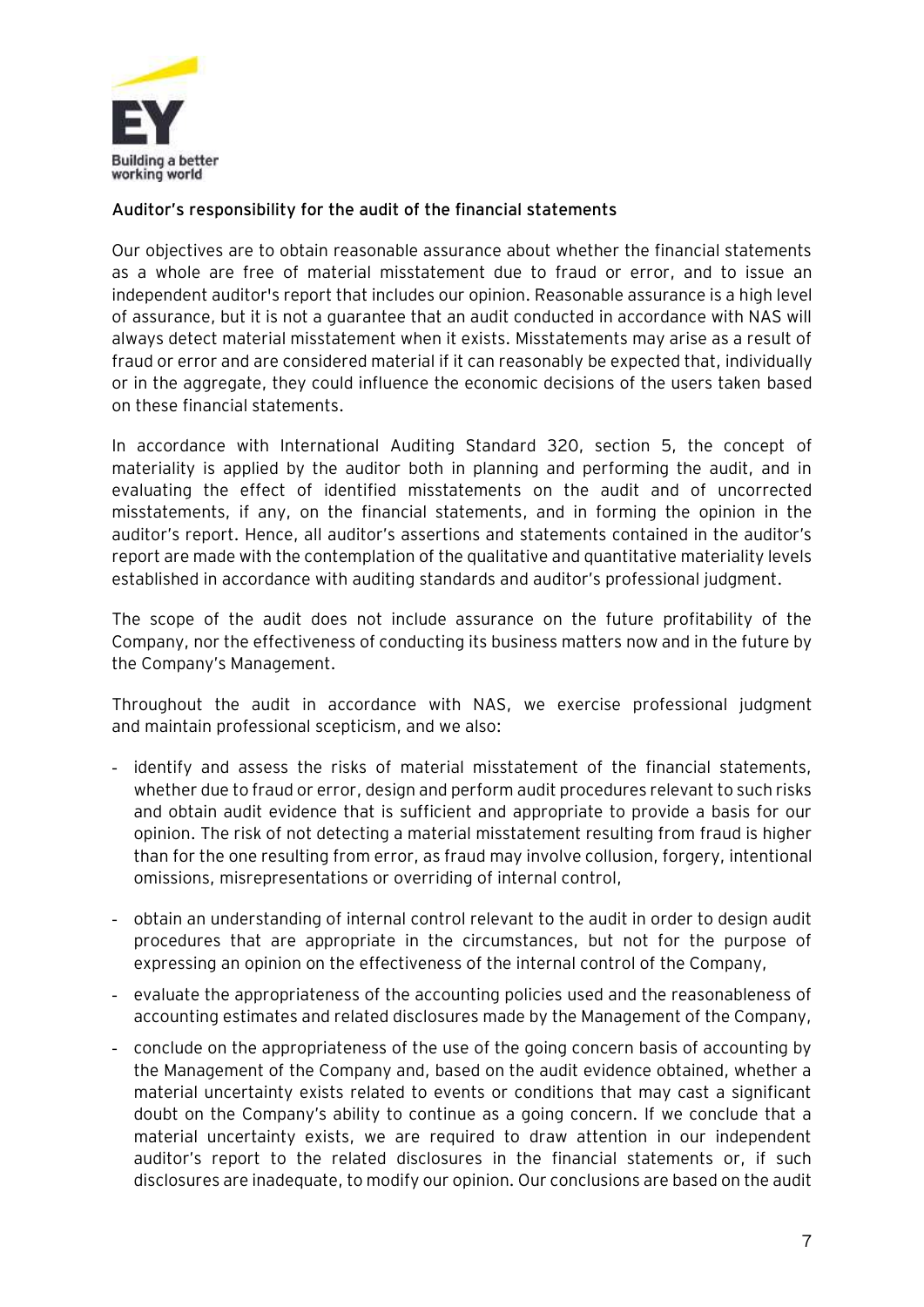### Auditor's responsibility for the audit of the financial statements

Our objectives are to obtain reasonable assurance about whether the financial statements as a whole are free of material misstatement due to fraud or error, and to issue an independent auditor's report that includes our opinion. Reasonable assurance is a high level of assurance, but it is not a guarantee that an audit conducted in accordance with NAS will always detect material misstatement when it exists. Misstatements may arise as a result of fraud or error and are considered material if it can reasonably be expected that, individually or in the aggregate, they could influence the economic decisions of the users taken based on these financial statements.

In accordance with International Auditing Standard 320, section 5, the concept of materiality is applied by the auditor both in planning and performing the audit, and in evaluating the effect of identified misstatements on the audit and of uncorrected misstatements, if any, on the financial statements, and in forming the opinion in the auditor's report. Hence, all auditor's assertions and statements contained in the auditor's report are made with the contemplation of the qualitative and quantitative materiality levels established in accordance with auditing standards and auditor's professional judgment.

The scope of the audit does not include assurance on the future profitability of the Company, nor the effectiveness of conducting its business matters now and in the future by the Company's Management.

Throughout the audit in accordance with NAS, we exercise professional judgment and maintain professional scepticism, and we also:

- identify and assess the risks of material misstatement of the financial statements, whether due to fraud or error, design and perform audit procedures relevant to such risks and obtain audit evidence that is sufficient and appropriate to provide a basis for our opinion. The risk of not detecting a material misstatement resulting from fraud is higher than for the one resulting from error, as fraud may involve collusion, forgery, intentional omissions, misrepresentations or overriding of internal control,
- obtain an understanding of internal control relevant to the audit in order to design audit procedures that are appropriate in the circumstances, but not for the purpose of expressing an opinion on the effectiveness of the internal control of the Company,
- evaluate the appropriateness of the accounting policies used and the reasonableness of accounting estimates and related disclosures made by the Management of the Company,
- conclude on the appropriateness of the use of the going concern basis of accounting by the Management of the Company and, based on the audit evidence obtained, whether a material uncertainty exists related to events or conditions that may cast a significant doubt on the Company's ability to continue as a going concern. If we conclude that a material uncertainty exists, we are required to draw attention in our independent auditor's report to the related disclosures in the financial statements or, if such disclosures are inadequate, to modify our opinion. Our conclusions are based on the audit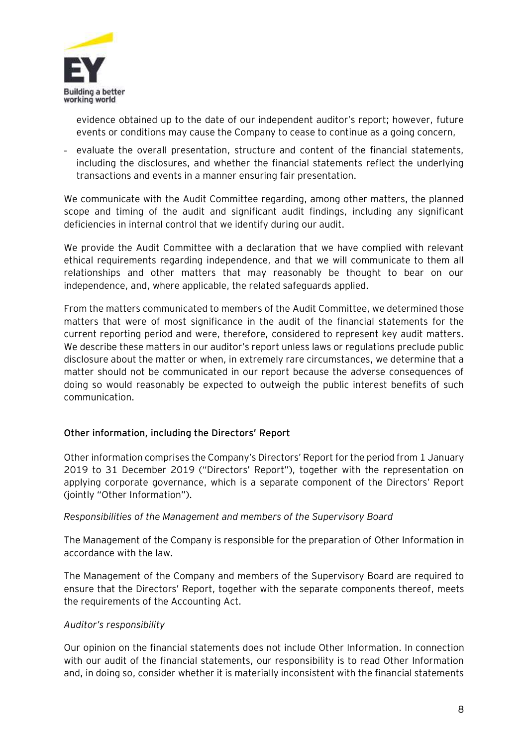evidence obtained up to the date of our independent auditor's report; however, future events or conditions may cause the Company to cease to continue as a going concern,

- evaluate the overall presentation, structure and content of the financial statements, including the disclosures, and whether the financial statements reflect the underlying transactions and events in a manner ensuring fair presentation.

We communicate with the Audit Committee regarding, among other matters, the planned scope and timing of the audit and significant audit findings, including any significant deficiencies in internal control that we identify during our audit.

We provide the Audit Committee with a declaration that we have complied with relevant ethical requirements regarding independence, and that we will communicate to them all relationships and other matters that may reasonably be thought to bear on our independence, and, where applicable, the related safeguards applied.

From the matters communicated to members of the Audit Committee, we determined those matters that were of most significance in the audit of the financial statements for the current reporting period and were, therefore, considered to represent key audit matters. We describe these matters in our auditor's report unless laws or regulations preclude public disclosure about the matter or when, in extremely rare circumstances, we determine that a matter should not be communicated in our report because the adverse consequences of doing so would reasonably be expected to outweigh the public interest benefits of such communication.

**Other information, including the Directors' Report**

Other information comprises the Company's Directors' Report for the period from 1 January 2019 to 31 December 2019 ("Directors' Report"), together with the representation on applying corporate governance, which is a separate component of the Directors' Report (jointly "Other Information").

*Responsibilities of the Management and members of the Supervisory Board*

The Management of the Company is responsible for the preparation of Other Information in accordance with the law.

The Management of the Company and members of the Supervisory Board are required to ensure that the Directors' Report, together with the separate components thereof, meets the requirements of the Accounting Act.

*Auditor's responsibility*

Our opinion on the financial statements does not include Other Information. In connection with our audit of the financial statements, our responsibility is to read Other Information and, in doing so, consider whether it is materially inconsistent with the financial statements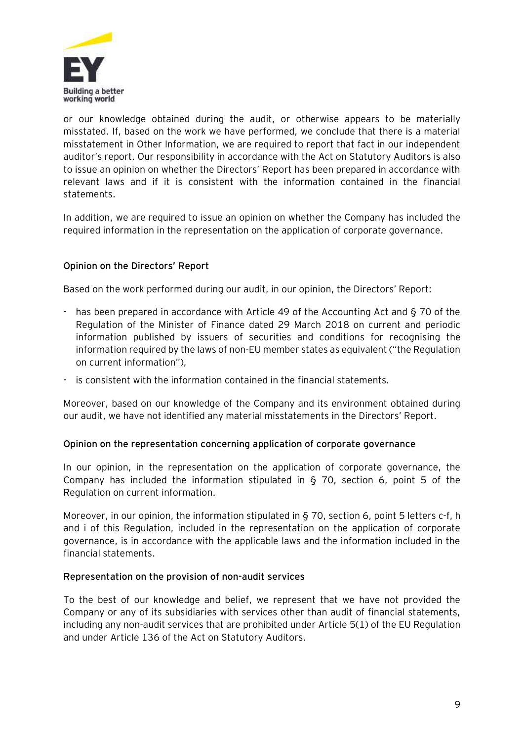or our knowledge obtained during the audit, or otherwise appears to be materially misstated. If, based on the work we have performed, we conclude that there is a material misstatement in Other Information, we are required to report that fact in our independent auditor's report. Our responsibility in accordance with the Act on Statutory Auditors is also to issue an opinion on whether the Directors' Report has been prepared in accordance with relevant laws and if it is consistent with the information contained in the financial statements.

In addition, we are required to issue an opinion on whether the Company has included the required information in the representation on the application of corporate governance.

**Opinion on the Directors' Report**

Based on the work performed during our audit, in our opinion, the Directors' Report:

- has been prepared in accordance with Article 49 of the Accounting Act and § 70 of the Regulation of the Minister of Finance dated 29 March 2018 on current and periodic information published by issuers of securities and conditions for recognising the information required by the laws of non-EU member states as equivalent ("the Regulation on current information"),
- is consistent with the information contained in the financial statements.

Moreover, based on our knowledge of the Company and its environment obtained during our audit, we have not identified any material misstatements in the Directors' Report.

**Opinion on the representation concerning application of corporate governance**

In our opinion, in the representation on the application of corporate governance, the Company has included the information stipulated in § 70, section 6, point 5 of the Regulation on current information.

Moreover, in our opinion, the information stipulated in § 70, section 6, point 5 letters c-f, h and i of this Regulation, included in the representation on the application of corporate governance, is in accordance with the applicable laws and the information included in the financial statements.

**Representation on the provision of non-audit services**

To the best of our knowledge and belief, we represent that we have not provided the Company or any of its subsidiaries with services other than audit of financial statements, including any non-audit services that are prohibited under Article 5(1) of the EU Regulation and under Article 136 of the Act on Statutory Auditors.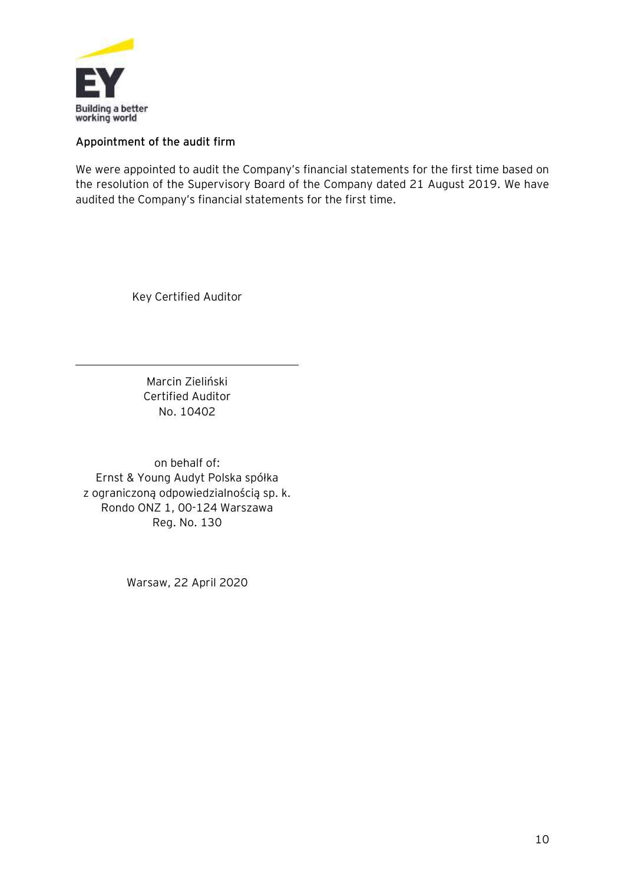### Appointment of the audit firm

We were appointed to audit the Company's financial statements for the first time based on the resolution of the Supervisory Board of the Company dated 21 August 2019. We have audited the Company's financial statements for the first time.

Key Certified Auditor

Marcin Zieliński
Certified Auditor
No. 10402

on behalf of:
Ernst & Young Audyt Polska spółka
z ograniczoną odpowiedzialnością sp. k.
Rondo ONZ 1, 00-124 Warszawa
Reg. No. 130

Warsaw, 22 April 2020